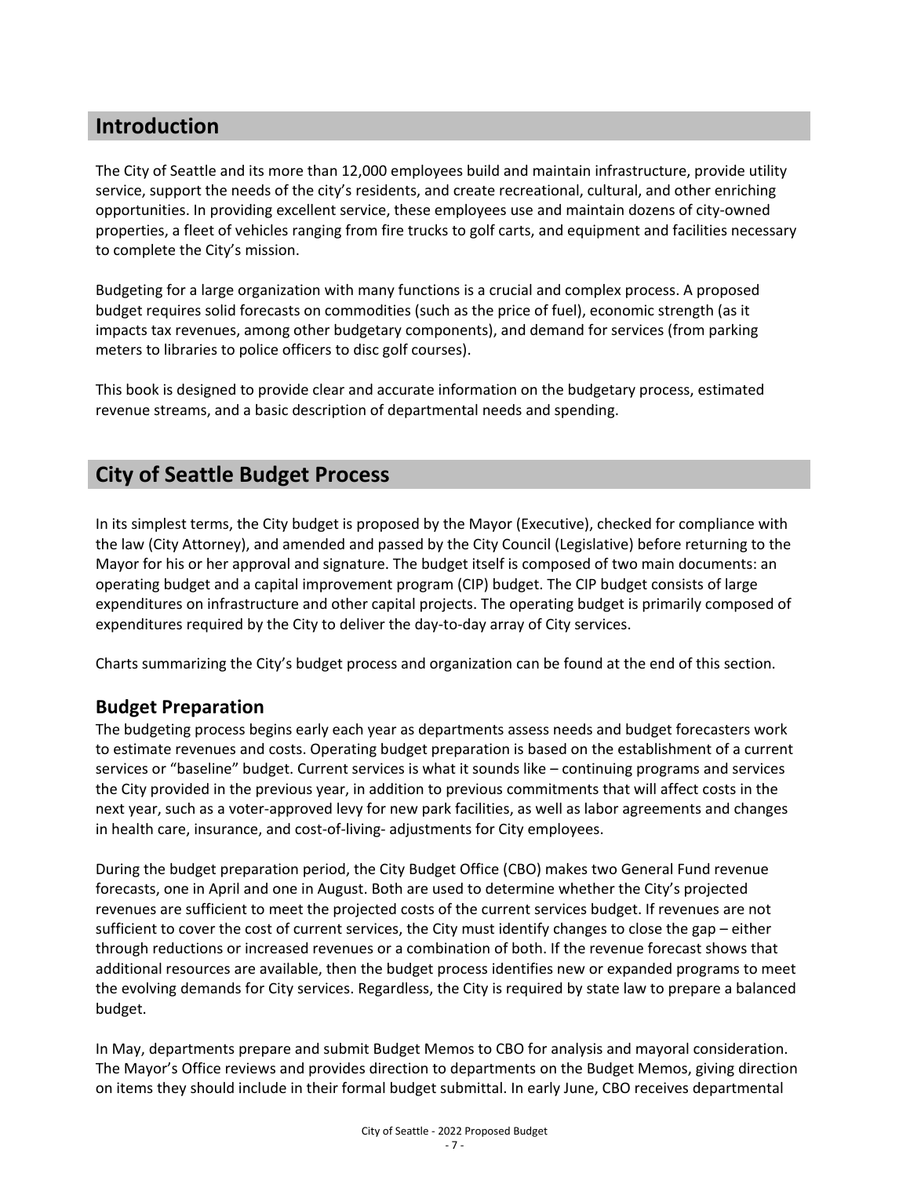## Introduction

The City of Seattle and its more than 12,000 employees build and maintain infrastructure, provide utility service, support the needs of the city's residents, and create recreational, cultural, and other enriching opportunities. In providing excellent service, these employees use and maintain dozens of city-owned properties, a fleet of vehicles ranging from fire trucks to golf carts, and equipment and facilities necessary to complete the City's mission.

Budgeting for a large organization with many functions is a crucial and complex process. A proposed budget requires solid forecasts on commodities (such as the price of fuel), economic strength (as it impacts tax revenues, among other budgetary components), and demand for services (from parking meters to libraries to police officers to disc golf courses).

This book is designed to provide clear and accurate information on the budgetary process, estimated revenue streams, and a basic description of departmental needs and spending.

## City of Seattle Budget Process

In its simplest terms, the City budget is proposed by the Mayor (Executive), checked for compliance with the law (City Attorney), and amended and passed by the City Council (Legislative) before returning to the Mayor for his or her approval and signature. The budget itself is composed of two main documents: an operating budget and a capital improvement program (CIP) budget. The CIP budget consists of large expenditures on infrastructure and other capital projects. The operating budget is primarily composed of expenditures required by the City to deliver the day-to-day array of City services.

Charts summarizing the City's budget process and organization can be found at the end of this section.

### Budget Preparation

The budgeting process begins early each year as departments assess needs and budget forecasters work to estimate revenues and costs. Operating budget preparation is based on the establishment of a current services or "baseline" budget. Current services is what it sounds like – continuing programs and services the City provided in the previous year, in addition to previous commitments that will affect costs in the next year, such as a voter-approved levy for new park facilities, as well as labor agreements and changes in health care, insurance, and cost-of-living- adjustments for City employees.

During the budget preparation period, the City Budget Office (CBO) makes two General Fund revenue forecasts, one in April and one in August. Both are used to determine whether the City's projected revenues are sufficient to meet the projected costs of the current services budget. If revenues are not sufficient to cover the cost of current services, the City must identify changes to close the gap – either through reductions or increased revenues or a combination of both. If the revenue forecast shows that additional resources are available, then the budget process identifies new or expanded programs to meet the evolving demands for City services. Regardless, the City is required by state law to prepare a balanced budget.

In May, departments prepare and submit Budget Memos to CBO for analysis and mayoral consideration. The Mayor's Office reviews and provides direction to departments on the Budget Memos, giving direction on items they should include in their formal budget submittal. In early June, CBO receives departmental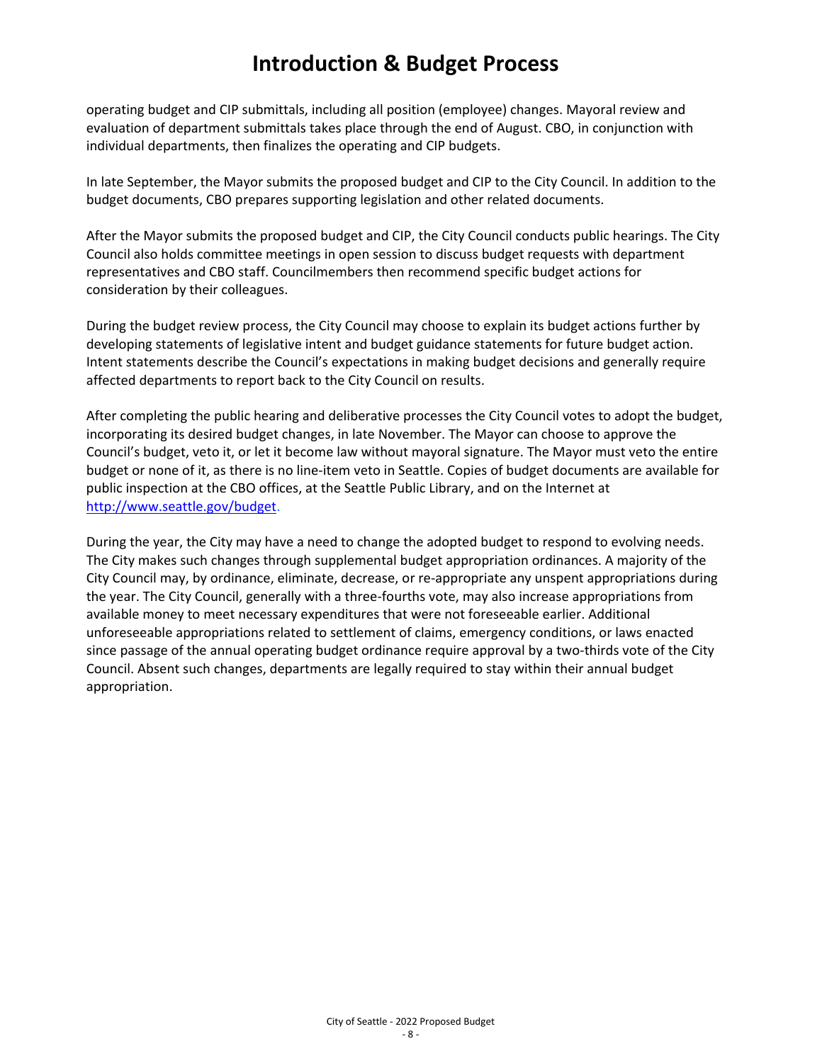# Introduction & Budget Process

operating budget and CIP submittals, including all position (employee) changes. Mayoral review and evaluation of department submittals takes place through the end of August. CBO, in conjunction with individual departments, then finalizes the operating and CIP budgets.

In late September, the Mayor submits the proposed budget and CIP to the City Council. In addition to the budget documents, CBO prepares supporting legislation and other related documents.

After the Mayor submits the proposed budget and CIP, the City Council conducts public hearings. The City Council also holds committee meetings in open session to discuss budget requests with department representatives and CBO staff. Councilmembers then recommend specific budget actions for consideration by their colleagues.

During the budget review process, the City Council may choose to explain its budget actions further by developing statements of legislative intent and budget guidance statements for future budget action. Intent statements describe the Council's expectations in making budget decisions and generally require affected departments to report back to the City Council on results.

After completing the public hearing and deliberative processes the City Council votes to adopt the budget, incorporating its desired budget changes, in late November. The Mayor can choose to approve the Council's budget, veto it, or let it become law without mayoral signature. The Mayor must veto the entire budget or none of it, as there is no line-item veto in Seattle. Copies of budget documents are available for public inspection at the CBO offices, at the Seattle Public Library, and on the Internet at http://www.seattle.gov/budget.

During the year, the City may have a need to change the adopted budget to respond to evolving needs. The City makes such changes through supplemental budget appropriation ordinances. A majority of the City Council may, by ordinance, eliminate, decrease, or re-appropriate any unspent appropriations during the year. The City Council, generally with a three-fourths vote, may also increase appropriations from available money to meet necessary expenditures that were not foreseeable earlier. Additional unforeseeable appropriations related to settlement of claims, emergency conditions, or laws enacted since passage of the annual operating budget ordinance require approval by a two-thirds vote of the City Council. Absent such changes, departments are legally required to stay within their annual budget appropriation.